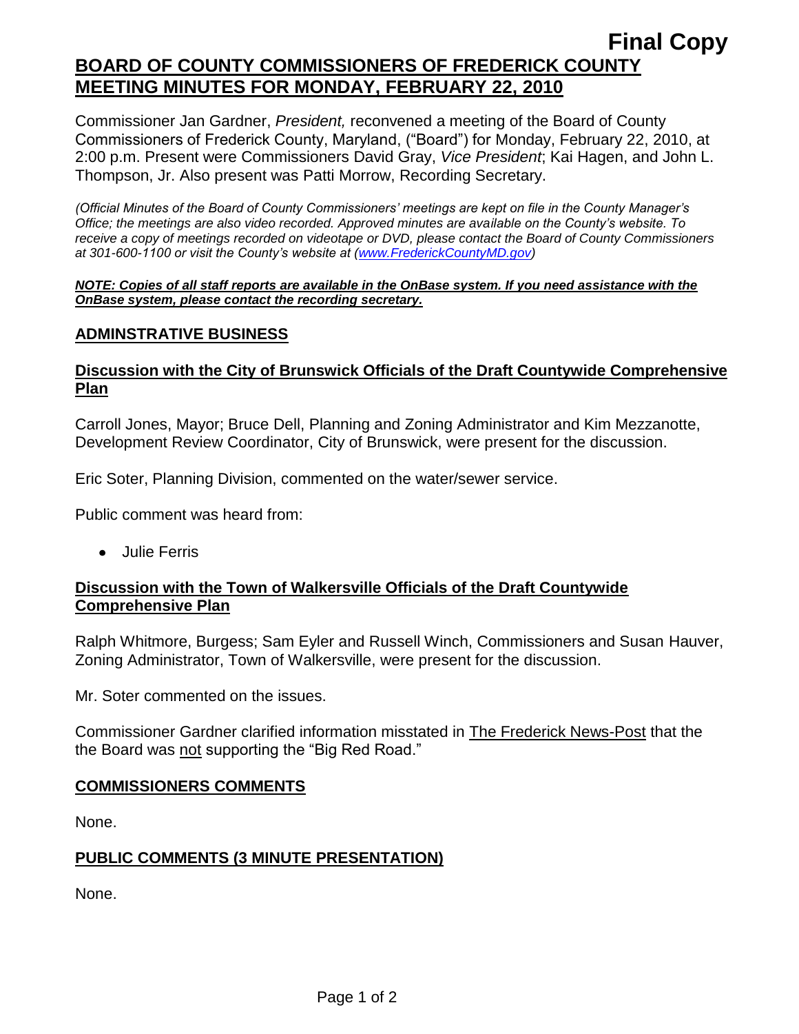**Final Copy**

# BOARD OF COUNTY COMMISSIONERS OF FREDERICK COUNTY MEETING MINUTES FOR MONDAY, FEBRUARY 22, 2010

Commissioner Jan Gardner, *President,* reconvened a meeting of the Board of County Commissioners of Frederick County, Maryland, ("Board") for Monday, February 22, 2010, at 2:00 p.m. Present were Commissioners David Gray, *Vice President*; Kai Hagen, and John L. Thompson, Jr. Also present was Patti Morrow, Recording Secretary.

*(Official Minutes of the Board of County Commissioners' meetings are kept on file in the County Manager's Office; the meetings are also video recorded. Approved minutes are available on the County's website. To receive a copy of meetings recorded on videotape or DVD, please contact the Board of County Commissioners at 301-600-1100 or visit the County's website at (www.FrederickCountyMD.gov)*

***NOTE: Copies of all staff reports are available in the OnBase system. If you need assistance with the OnBase system, please contact the recording secretary.***

## ADMINSTRATIVE BUSINESS

### Discussion with the City of Brunswick Officials of the Draft Countywide Comprehensive Plan

Carroll Jones, Mayor; Bruce Dell, Planning and Zoning Administrator and Kim Mezzanotte, Development Review Coordinator, City of Brunswick, were present for the discussion.

Eric Soter, Planning Division, commented on the water/sewer service.

Public comment was heard from:

- Julie Ferris

### Discussion with the Town of Walkersville Officials of the Draft Countywide Comprehensive Plan

Ralph Whitmore, Burgess; Sam Eyler and Russell Winch, Commissioners and Susan Hauver, Zoning Administrator, Town of Walkersville, were present for the discussion.

Mr. Soter commented on the issues.

Commissioner Gardner clarified information misstated in The Frederick News-Post that the the Board was not supporting the "Big Red Road."

## COMMISSIONERS COMMENTS

None.

## PUBLIC COMMENTS (3 MINUTE PRESENTATION)

None.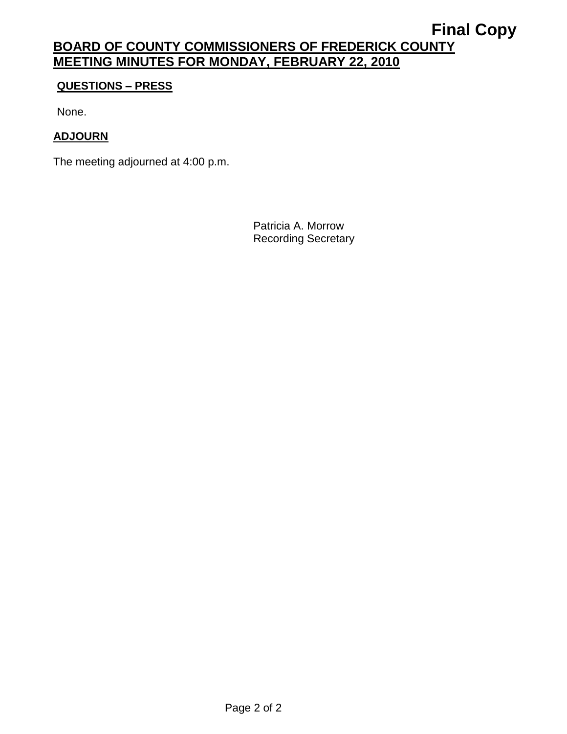## QUESTIONS – PRESS

None.

## ADJOURN

The meeting adjourned at 4:00 p.m.

Patricia A. Morrow
Recording Secretary